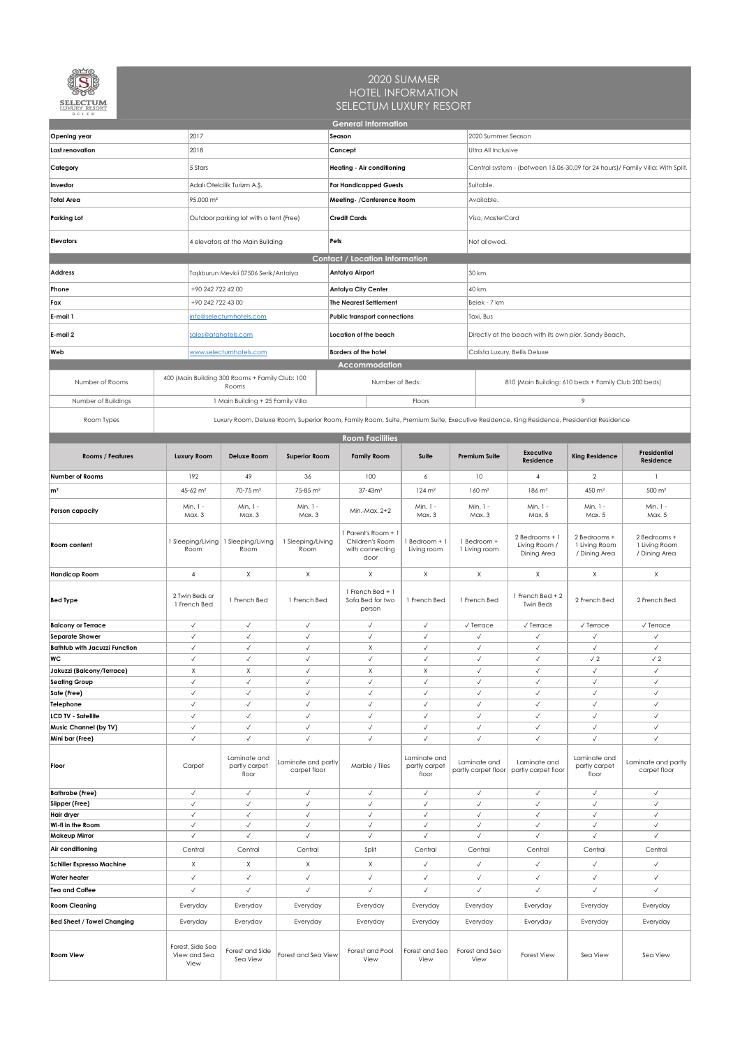# 2020 SUMMER
# HOTEL INFORMATION
# SELECTUM LUXURY RESORT

## General Information

| | | | |
|---|---|---|---|
| **Opening year** | 2017 | **Season** | 2020 Summer Season |
| **Last renovation** | 2018 | **Concept** | Ultra All Inclusive |
| **Category** | 5 Stars | **Heating - Air conditioning** | Central system - (between 15.06-30.09 for 24 hours)/ Family Villa: With Split. |
| **Investor** | Adalı Otelcilik Turizm A.Ş. | **For Handicapped Guests** | Suitable. |
| **Total Area** | 95.000 m² | **Meeting- /Conference Room** | Available. |
| **Parking Lot** | Outdoor parking lot with a tent (Free) | **Credit Cards** | Visa, MasterCard |
| **Elevators** | 4 elevators at the Main Building | **Pets** | Not allowed. |

## Contact / Location Information

| | | | |
|---|---|---|---|
| **Address** | Taşlıburun Mevkii 07506 Serik/Antalya | **Antalya Airport** | 30 km |
| **Phone** | +90 242 722 42 00 | **Antalya City Center** | 40 km |
| **Fax** | +90 242 722 43 00 | **The Nearest Settlement** | Belek - 7 km |
| **E-mail 1** | info@selectumhotels.com | **Public transport connections** | Taxi, Bus |
| **E-mail 2** | sales@atghotels.com | **Location of the beach** | Directly at the beach with its own pier. Sandy Beach. |
| **Web** | www.selectumhotels.com | **Borders of the hotel** | Calista Luxury, Bellis Deluxe |

## Accommodation

| | | | |
|---|---|---|---|
| Number of Rooms | 400 (Main Building 300 Rooms + Family Club: 100 Rooms | Number of Beds: | 810 (Main Building: 610 beds + Family Club 200 beds) |
| Number of Buildings | 1 Main Building + 25 Family Villa | Floors | 9 |
| Room Types | Luxury Room, Deluxe Room, Superior Room, Family Room, Suite, Premium Suite, Executive Residence, King Residence, Presidential Residence | | |

## Room Facilities

| Rooms / Features | Luxury Room | Deluxe Room | Superior Room | Family Room | Suite | Premium Suite | Executive Residence | King Residence | Presidential Residence |
|---|---|---|---|---|---|---|---|---|---|
| **Number of Rooms** | 192 | 49 | 36 | 100 | 6 | 10 | 4 | 2 | 1 |
| **m²** | 45-62 m² | 70-75 m² | 75-85 m² | 37-43m² | 124 m² | 160 m² | 186 m² | 450 m² | 500 m² |
| **Person capacity** | Min. 1 - Max. 3 | Min. 1 - Max. 3 | Min. 1 - Max. 3 | Min.-Max. 2+2 | Min. 1 - Max. 3 | Min. 1 - Max. 3 | Min. 1 - Max. 5 | Min. 1 - Max. 5 | Min. 1 - Max. 5 |
| **Room content** | 1 Sleeping/Living Room | 1 Sleeping/Living Room | 1 Sleeping/Living Room | 1 Parent's Room + 1 Children's Room with connecting door | 1 Bedroom + 1 Living room | 1 Bedroom + 1 Living room | 2 Bedrooms + 1 Living Room / Dining Area | 2 Bedrooms + 1 Living Room / Dining Area | 2 Bedrooms + 1 Living Room / Dining Area |
| **Handicap Room** | 4 | X | X | X | X | X | X | X | X |
| **Bed Type** | 2 Twin Beds or 1 French Bed | 1 French Bed | 1 French Bed | 1 French Bed + 1 Sofa Bed for two person | 1 French Bed | 1 French Bed | 1 French Bed + 2 Twin Beds | 2 French Bed | 2 French Bed |
| **Balcony or Terrace** | ✓ | ✓ | ✓ | ✓ | ✓ | ✓ Terrace | ✓ Terrace | ✓ Terrace | ✓ Terrace |
| **Separate Shower** | ✓ | ✓ | ✓ | ✓ | ✓ | ✓ | ✓ | ✓ | ✓ |
| **Bathtub with Jacuzzi Function** | ✓ | ✓ | ✓ | X | ✓ | ✓ | ✓ | ✓ | ✓ |
| **WC** | ✓ | ✓ | ✓ | ✓ | ✓ | ✓ | ✓ | ✓ 2 | ✓ 2 |
| **Jakuzzi (Balcony/Terrace)** | X | X | ✓ | X | X | ✓ | ✓ | ✓ | ✓ |
| **Seating Group** | ✓ | ✓ | ✓ | ✓ | ✓ | ✓ | ✓ | ✓ | ✓ |
| **Safe (Free)** | ✓ | ✓ | ✓ | ✓ | ✓ | ✓ | ✓ | ✓ | ✓ |
| **Telephone** | ✓ | ✓ | ✓ | ✓ | ✓ | ✓ | ✓ | ✓ | ✓ |
| **LCD TV - Satellite** | ✓ | ✓ | ✓ | ✓ | ✓ | ✓ | ✓ | ✓ | ✓ |
| **Music Channel (by TV)** | ✓ | ✓ | ✓ | ✓ | ✓ | ✓ | ✓ | ✓ | ✓ |
| **Mini bar (Free)** | ✓ | ✓ | ✓ | ✓ | ✓ | ✓ | ✓ | ✓ | ✓ |
| **Floor** | Carpet | Laminate and partly carpet floor | Laminate and partly carpet floor | Marble / Tiles | Laminate and partly carpet floor | Laminate and partly carpet floor | Laminate and partly carpet floor | Laminate and partly carpet floor | Laminate and partly carpet floor |
| **Bathrobe (Free)** | ✓ | ✓ | ✓ | ✓ | ✓ | ✓ | ✓ | ✓ | ✓ |
| **Slipper (Free)** | ✓ | ✓ | ✓ | ✓ | ✓ | ✓ | ✓ | ✓ | ✓ |
| **Hair dryer** | ✓ | ✓ | ✓ | ✓ | ✓ | ✓ | ✓ | ✓ | ✓ |
| **Wi-fi in the Room** | ✓ | ✓ | ✓ | ✓ | ✓ | ✓ | ✓ | ✓ | ✓ |
| **Makeup Mirror** | ✓ | ✓ | ✓ | ✓ | ✓ | ✓ | ✓ | ✓ | ✓ |
| **Air conditioning** | Central | Central | Central | Split | Central | Central | Central | Central | Central |
| **Schiller Espresso Machine** | X | X | X | X | ✓ | ✓ | ✓ | ✓ | ✓ |
| **Water heater** | ✓ | ✓ | ✓ | ✓ | ✓ | ✓ | ✓ | ✓ | ✓ |
| **Tea and Coffee** | ✓ | ✓ | ✓ | ✓ | ✓ | ✓ | ✓ | ✓ | ✓ |
| **Room Cleaning** | Everyday | Everyday | Everyday | Everyday | Everyday | Everyday | Everyday | Everyday | Everyday |
| **Bed Sheet / Towel Changing** | Everyday | Everyday | Everyday | Everyday | Everyday | Everyday | Everyday | Everyday | Everyday |
| **Room View** | Forest, Side Sea View and Sea View | Forest and Side Sea View | Forest and Sea View | Forest and Pool View | Forest and Sea View | Forest and Sea View | Forest View | Sea View | Sea View |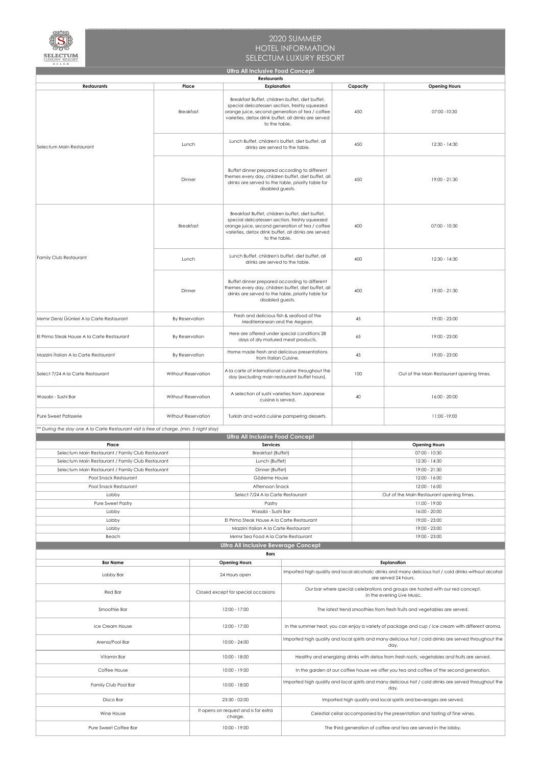# 2020 SUMMER
# HOTEL INFORMATION
# SELECTUM LUXURY RESORT

## Ultra All Inclusive Food Concept

### Restaurants

| Restaurants | Place | Explanation | Capacity | Opening Hours |
|---|---|---|---|---|
| Selectum Main Restaurant | Breakfast | Breakfast Buffet, children buffet, diet buffet, special delicatessen section, freshly squeezed orange juice, second generation of tea / coffee varieties, detox drink buffet, all drinks are served to the table. | 450 | 07:00 -10:30 |
| | Lunch | Lunch Buffet, children's buffet, diet buffet, all drinks are served to the table. | 450 | 12:30 - 14:30 |
| | Dinner | Buffet dinner prepared according to different themes every day, children buffet, diet buffet, all drinks are served to the table, priority table for disabled guests. | 450 | 19:00 - 21:30 |
| Family Club Restaurant | Breakfast | Breakfast Buffet, children buffet, diet buffet, special delicatessen section, freshly squeezed orange juice, second generation of tea / coffee varieties, detox drink buffet, all drinks are served to the table. | 400 | 07:00 - 10:30 |
| | Lunch | Lunch Buffet, children's buffet, diet buffet, all drinks are served to the table. | 400 | 12:30 - 14:30 |
| | Dinner | Buffet dinner prepared according to different themes every day, children buffet, diet buffet, all drinks are served to the table, priority table for disabled guests. | 400 | 19:00 - 21:30 |
| Mırmır Deniz Ürünleri A la Carte Restaurant | By Reservation | Fresh and delicious fish & seafood of the Mediterranean and the Aegean. | 45 | 19:00 - 23:00 |
| El Primo Steak House A la Carte Restaurant | By Reservation | Here are offered under special conditions 28 days of dry matured meat products. | 65 | 19:00 - 23:00 |
| Mazzini İtalian A la Carte Restaurant | By Reservation | Home made fresh and delicious presentations from Italian Cuisine. | 45 | 19:00 - 23:00 |
| Select 7/24 A la Carte Restaurant | Without Reservation | A la carte of international cuisine throughout the day (excluding main restaurant buffet hours). | 100 | Out of the Main Restaurant opening times. |
| Wasabi - Sushi Bar | Without Reservation | A selection of sushi varieties from Japanese cuisine is served. | 40 | 16:00 - 20:00 |
| Pure Sweet Patisserie | Without Reservation | Turkish and world cuisine pampering desserts. | | 11:00 -19:00 |

*** During the stay one A la Carte Restaurant visit is free of charge. (min. 5 night stay)*

## Ultra All Inclusive Food Concept

| Place | Services | Opening Hours |
|---|---|---|
| Selectum Main Restaurant / Family Club Restaurant | Breakfast (Buffet) | 07:00 - 10:30 |
| Selectum Main Restaurant / Family Club Restaurant | Lunch (Buffet) | 12:30 - 14:30 |
| Selectum Main Restaurant / Family Club Restaurant | Dinner (Buffet) | 19:00 - 21:30 |
| Pool Snack Restaurant | Gözleme House | 12:00 - 16:00 |
| Pool Snack Restaurant | Afternoon Snack | 12:00 - 16:00 |
| Lobby | Select 7/24 A la Carte Restaurant | Out of the Main Restaurant opening times. |
| Pure Sweet Pastry | Pastry | 11:00 - 19:00 |
| Lobby | Wasabi - Sushi Bar | 16:00 - 20:00 |
| Lobby | El Primo Steak House A la Carte Restaurant | 19:00 - 23:00 |
| Lobby | Mazzini Italian A la Carte Restaurant | 19:00 - 23:00 |
| Beach | Mırmır Sea Food A la Carte Restaurant | 19:00 - 23:00 |

## Ultra All Inclusive Beverage Concept

### Bars

| Bar Name | Opening Hours | Explanation |
|---|---|---|
| Lobby Bar | 24 Hours open | Imported high quality and local alcoholic drinks and many delicious hot / cold drinks without alcohol are served 24 hours. |
| Red Bar | Closed except for special occasions | Our bar where special celebrations and groups are hosted with our red concept. In the evening Live Music. |
| Smoothie Bar | 12:00 - 17:00 | The latest trend smoothies from fresh fruits and vegetables are served. |
| Ice Cream House | 12:00 - 17:00 | In the summer heat, you can enjoy a variety of package and cup / ice cream with different aroma. |
| Arena/Pool Bar | 10:00 - 24:00 | Imported high quality and local spirits and many delicious hot / cold drinks are served throughout the day. |
| Vitamin Bar | 10:00 - 18:00 | Healthy and energizing drinks with detox from fresh roots, vegetables and fruits are served. |
| Coffee House | 10:00 - 19:00 | In the garden at our coffee house we offer you tea and coffee of the second generation. |
| Family Club Pool Bar | 10:00 - 18:00 | Imported high quality and local spirits and many delicious hot / cold drinks are served throughout the day. |
| Disco Bar | 23:30 - 02:00 | Imported high quality and local spirits and beverages are served. |
| Wine House | It opens on request and is for extra charge. | Celestial cellar accompanied by the presentation and tasting of fine wines. |
| Pure Sweet Coffee Bar | 10:00 - 19:00 | The third generation of coffee and tea are served in the lobby. |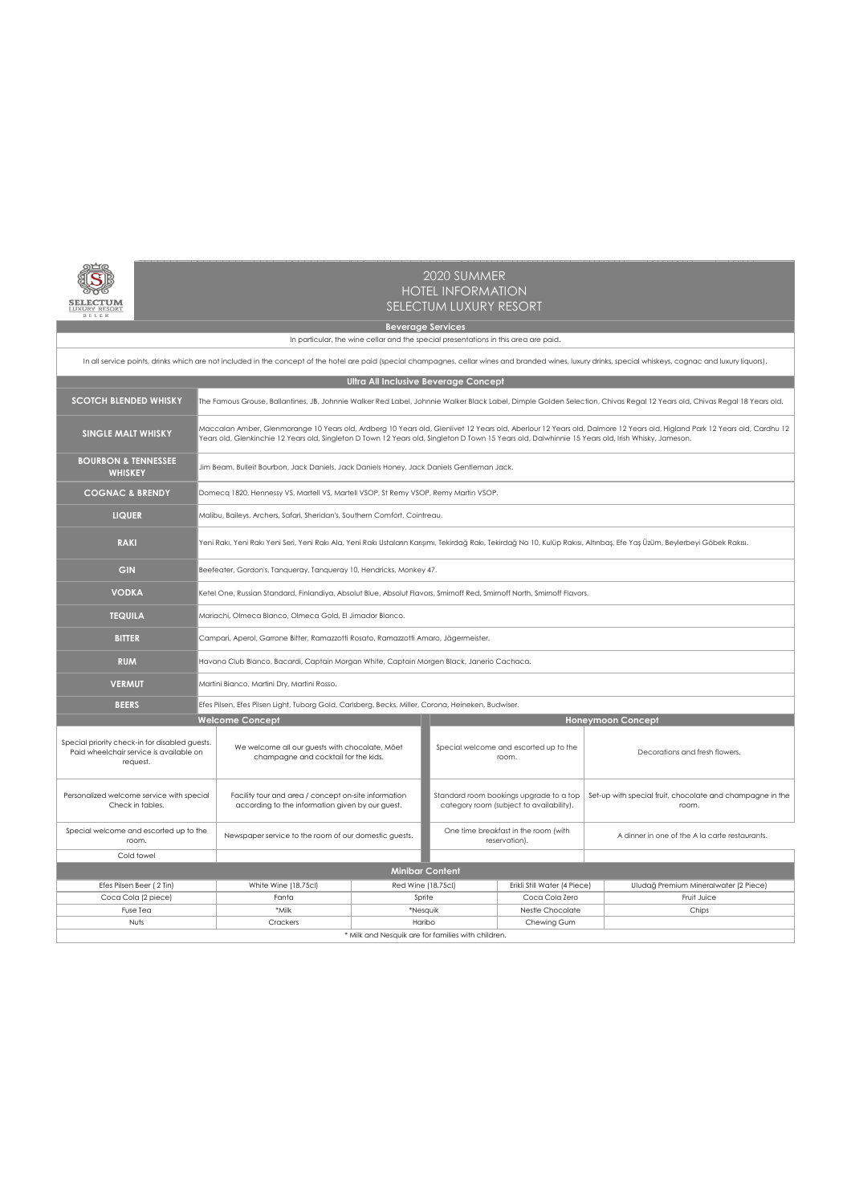# 2020 SUMMER
# HOTEL INFORMATION
# SELECTUM LUXURY RESORT

## Beverage Services

In particular, the wine cellar and the special presentations in this area are paid.

In all service points, drinks which are not included in the concept of the hotel are paid (special champagnes, cellar wines and branded wines, luxury drinks, special whiskeys, cognac and luxury liquors).

## Ultra All Inclusive Beverage Concept

| | |
|---|---|
| **SCOTCH BLENDED WHISKY** | The Famous Grouse, Ballantines, JB, Johnnie Walker Red Label, Johnnie Walker Black Label, Dimple Golden Selection, Chivas Regal 12 Years old, Chivas Regal 18 Years old. |
| **SINGLE MALT WHISKY** | Maccalan Amber, Glenmorange 10 Years old, Ardberg 10 Years old, Glenlivet 12 Years old, Aberlour 12 Years old, Dalmore 12 Years old, Higland Park 12 Years old, Cardhu 12 Years old, Glenkinchie 12 Years old, Singleton D Town 12 Years old, Singleton D Town 15 Years old, Dalwhinnie 15 Years old, Irish Whisky, Jameson. |
| **BOURBON & TENNESSEE WHISKEY** | Jim Beam, Bulleit Bourbon, Jack Daniels, Jack Daniels Honey, Jack Daniels Gentleman Jack. |
| **COGNAC & BRENDY** | Domecq 1820, Hennessy VS, Martell VS, Martell VSOP, St Remy VSOP, Remy Martin VSOP. |
| **LIQUER** | Malibu, Baileys, Archers, Safari, Sheridan's, Southern Comfort, Cointreau. |
| **RAKI** | Yeni Rakı, Yeni Rakı Yeni Seri, Yeni Rakı Ala, Yeni Rakı Ustaların Karışımı, Tekirdağ Rakı, Tekirdağ No 10, Kulüp Rakısı, Altınbaş, Efe Yaş Üzüm, Beylerbeyi Göbek Rakısı. |
| **GIN** | Beefeater, Gordon's, Tanqueray, Tanqueray 10, Hendricks, Monkey 47. |
| **VODKA** | Ketel One, Russian Standard, Finlandiya, Absolut Blue, Absolut Flavors, Smirnoff Red, Smirnoff North, Smirnoff Flavors. |
| **TEQUILA** | Mariachi, Olmeca Blanco, Olmeca Gold, El Jimador Blanco. |
| **BITTER** | Campari, Aperol, Garrone Bitter, Ramazzotti Rosato, Ramazzotti Amaro, Jägermeister. |
| **RUM** | Havana Club Blanco, Bacardi, Captain Morgan White, Captain Morgen Black, Janerio Cachaca. |
| **VERMUT** | Martini Bianco, Martini Dry, Martini Rosso. |
| **BEERS** | Efes Pilsen, Efes Pilsen Light, Tuborg Gold, Carlsberg, Becks, Miller, Corona, Heineken, Budwiser. |

| Welcome Concept | | Honeymoon Concept | |
|---|---|---|---|
| Special priority check-in for disabled guests. Paid wheelchair service is available on request. | We welcome all our guests with chocolate, Möet champagne and cocktail for the kids. | Special welcome and escorted up to the room. | Decorations and fresh flowers. |
| Personalized welcome service with special Check in tables. | Facility tour and area / concept on-site information according to the information given by our guest. | Standard room bookings upgrade to a top category room (subject to availability). | Set-up with special fruit, chocolate and champagne in the room. |
| Special welcome and escorted up to the room. | Newspaper service to the room of our domestic guests. | One time breakfast in the room (with reservation). | A dinner in one of the A la carte restaurants. |
| Cold towel | | | |

## Minibar Content

| | | | | |
|---|---|---|---|---|
| Efes Pilsen Beer ( 2 Tin) | White Wine (18.75cl) | Red Wine (18.75cl) | Erikli Still Water (4 Piece) | Uludağ Premium Mineralwater (2 Piece) |
| Coca Cola (2 piece) | Fanta | Sprite | Coca Cola Zero | Fruit Juice |
| Fuse Tea | *Milk | *Nesquik | Nestle Chocolate | Chips |
| Nuts | Crackers | Haribo | Chewing Gum | |

* Milk and Nesquik are for families with children.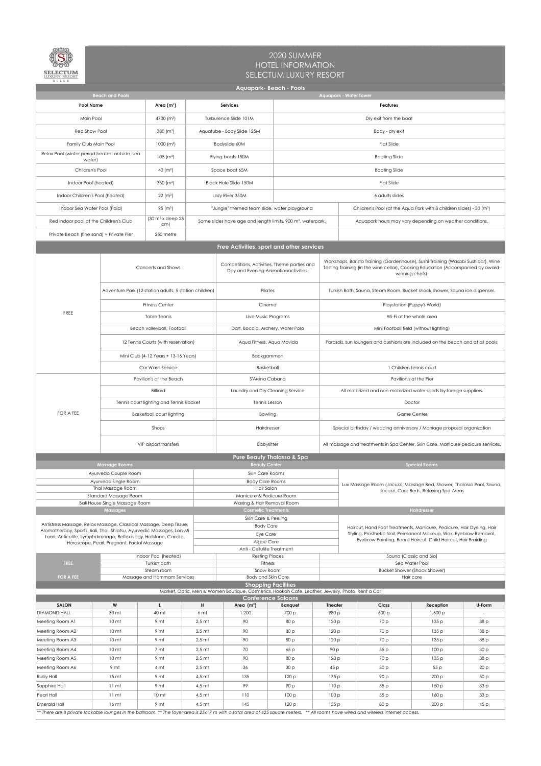# 2020 SUMMER
# HOTEL INFORMATION
# SELECTUM LUXURY RESORT

## Aquapark- Beach - Pools

| Beach and Pools | | Aquapark - Water Tower | | |
|---|---|---|---|---|
| **Pool Name** | **Area (m²)** | **Services** | **Features** | |
| Main Pool | 4700 (m²) | Turbulence Slide 101M | Dry exit from the boat | |
| Red Show Pool | 380 (m²) | Aquatube - Body Slide 125M | Body - dry exit | |
| Family Club Main Pool | 1000 (m²) | Bodyslide 60M | Flat Slide | |
| Relax Pool (winter period heated-outside, sea water) | 105 (m²) | Flying boats 150M | Boating Slide | |
| Children's Pool | 40 (m²) | Space boat 65M | Boating Slide | |
| Indoor Pool (heated) | 350 (m²) | Black Hole Slide 150M | Flat Slide | |
| Indoor Children's Pool (heated) | 22 (m²) | Lazy River 350M | 6 adults slides | |
| Indoor Sea Water Pool (Paid) | 95 (m²) | "Jungle" themed team slide, water playground | | Children's Pool (at the Aqua Park with 8 children slides) - 30 (m²) |
| Red indoor pool at the Children's Club | (30 m² x deep 25 cm) | Some slides have age and length limits. 900 m², waterpark. | | Aquapark hours may vary depending on weather conditions. |
| Private Beach (fine sand) + Private Pier | 250 metre | | | |

## Free Activities, sport and other services

| | | | |
|---|---|---|---|
| FREE | Concerts and Shows | Competitions, Activities, Theme parties and Day and Evening Animationactivities. | Workshops, Barista Training (Gardenhouse), Sushi Training (Wasabi Sushibar), Wine Tasting Training (in the wine cellar), Cooking Education (Accompanied by award-winning chefs). |
| | Adventure Park (12 station adults, 5 station children) | Pilates | Turkish Bath, Sauna, Steam Room, Bucket shock shower, Sauna ice dispenser. |
| | Fitness Center | Cinema | Playstation (Puppy's World) |
| | Table Tennis | Live Music Programs | Wi-Fi at the whole area |
| | Beach volleyball, Football | Dart, Boccia, Archery, Water Polo | Mini Football field (without lighting) |
| | 12 Tennis Courts (with reservation) | Aqua Fitness, Aqua Movida | Parasols, sun loungers and cushions are included on the beach and at all pools. |
| | Mini Club (4-12 Years + 13-16 Years) | Backgammon | |
| | Car Wash Service | Basketball | 1 Children tennis court |
| FOR A FEE | Pavilion's at the Beach | S'Arena Cabana | Pavilion's at the Pier |
| | Billiard | Laundry and Dry Cleaning Service | All motorized and non-motorized water sports by foreign suppliers. |
| | Tennis court lighting and Tennis Racket | Tennis Lesson | Doctor |
| | Basketball court lighting | Bowling | Game Center |
| | Shops | Hairdresser | Special birthday / wedding anniversary / Marriage proposal organization |
| | VIP airport transfers | Babysitter | All massage and treatments in Spa Center, Skin Care, Manicure pedicure services. |

## Pure Beauty Thalasso & Spa

| Massage Rooms | Beauty Center | Special Rooms |
|---|---|---|
| Ayurveda Couple Room | Skin Care Rooms | Lux Massage Room (Jacuzzi, Massage Bed, Shower) Thalasso Pool, Sauna, Jacuzzi, Care Beds, Relaxing Spa Areas |
| Ayurveda Single Room | Body Care Rooms | |
| Thai Massage Room | Hair Salon | |
| Standard Massage Room | Manicure & Pedicure Room | |
| Bali House Single Massage Room | Waxing & Hair Removal Room | |
| **Massages** | **Cosmetic Treatments** | **Hairdresser** |
| Antistress Massage, Relax Massage, Classical Massage, Deep Tissue, Aromatherapy, Sports, Bali, Thai, Shiatsu, Ayurvedic Massages, Lon-Mi Lomi, Anticulite, Lymphdrainage, Reflexology, Hotstone, Candle, Horoscope, Pearl, Pregnant, Facial Massage | Skin Care & Peeling | Haircut, Hand Foot Treatments, Manicure, Pedicure, Hair Dyeing, Hair Styling, Prosthetic Nail, Permanent Makeup, Wax, Eyebrow Removal, Eyebrow Painting, Beard Haircut, Child Haircut, Hair Braiding |
| | Body Care | |
| | Eye Care | |
| | Algae Care | |
| | Anti - Cellulite Treatment | |

| | | | |
|---|---|---|---|
| FREE | Indoor Pool (heated) | Resting Places | Sauna (Classic and Bio) |
| | Turkish bath | Fitness | Sea Water Pool |
| | Steam room | Snow Room | Bucket Shower (Shock Shower) |
| FOR A FEE | Massage and Hammam Services | Body and Skin Care | Hair care |

## Shopping Facilities

Market, Optic, Men & Women Boutique, Cosmetics, Hookah Cafe, Leather, Jewelry, Photo, Rent a Car

## Conference Saloons

| SALON | W | L | H | Area (m²) | Banquet | Theater | Class | Reception | U-Form |
|---|---|---|---|---|---|---|---|---|---|
| DIAMOND HALL | 30 mt | 40 mt | 6 mt | 1.200 | 700 p | 980 p | 600 p | 1.600 p | - |
| Meeting Room A1 | 10 mt | 9 mt | 2,5 mt | 90 | 80 p | 120 p | 70 p | 135 p | 38 p |
| Meeting Room A2 | 10 mt | 9 mt | 2,5 mt | 90 | 80 p | 120 p | 70 p | 135 p | 38 p |
| Meeting Room A3 | 10 mt | 9 mt | 2,5 mt | 90 | 80 p | 120 p | 70 p | 135 p | 38 p |
| Meeting Room A4 | 10 mt | 7 mt | 2,5 mt | 70 | 65 p | 90 p | 55 p | 100 p | 30 p |
| Meeting Room A5 | 10 mt | 9 mt | 2,5 mt | 90 | 80 p | 120 p | 70 p | 135 p | 38 p |
| Meeting Room A6 | 9 mt | 4 mt | 2,5 mt | 36 | 30 p | 45 p | 30 p | 55 p | 20 p |
| Ruby Hall | 15 mt | 9 mt | 4,5 mt | 135 | 120 p | 175 p | 90 p | 200 p | 50 p |
| Sapphire Hall | 11 mt | 9 mt | 4,5 mt | 99 | 90 p | 110 p | 55 p | 150 p | 33 p |
| Pearl Hall | 11 mt | 10 mt | 4,5 mt | 110 | 100 p | 100 p | 55 p | 160 p | 33 p |
| Emerald Hall | 16 mt | 9 mt | 4,5 mt | 145 | 120 p | 155 p | 80 p | 200 p | 45 p |

*** There are 8 private lockable lounges in the ballroom. ** The foyer area is 25x17 m with a total area of 425 square meters. ** All rooms have wired and wireless internet access.*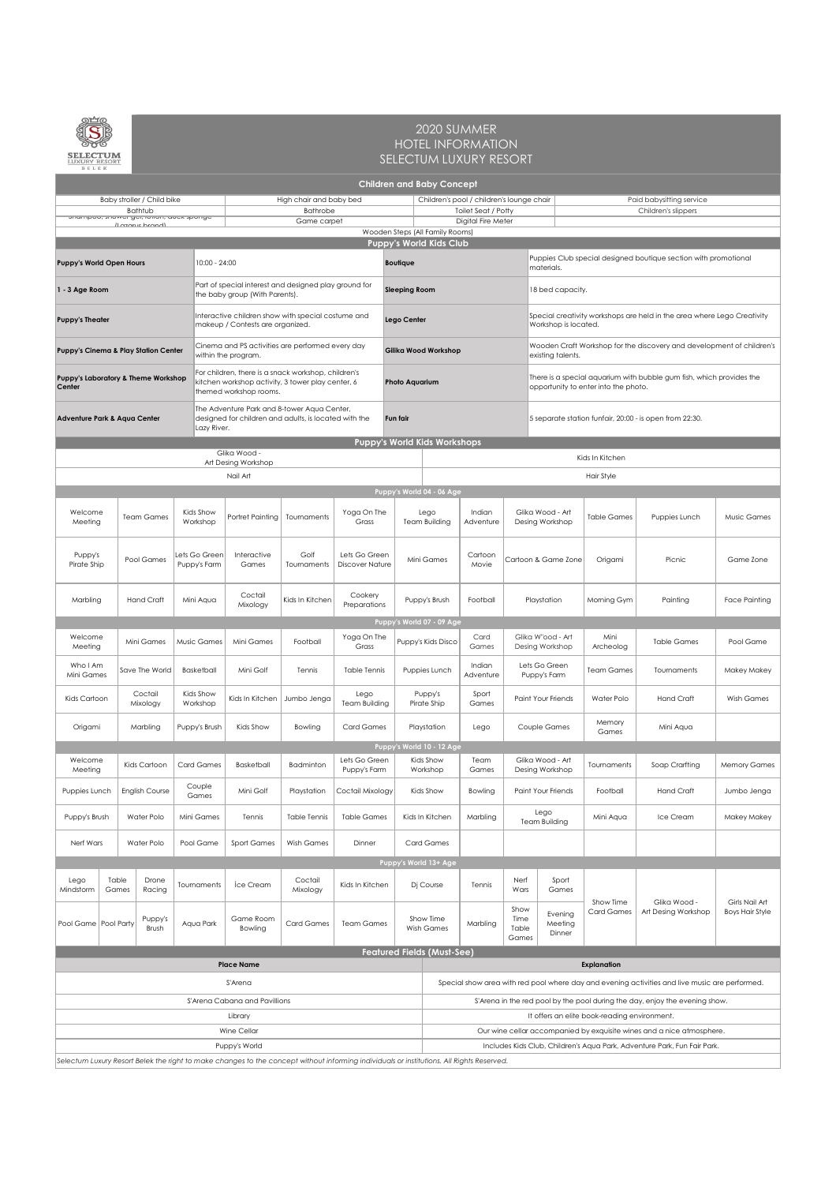# 2020 SUMMER
# HOTEL INFORMATION
# SELECTUM LUXURY RESORT

## Children and Baby Concept

| | | | |
|---|---|---|---|
| Baby stroller / Child bike | High chair and baby bed | Children's pool / children's lounge chair | Paid babysitting service |
| Bathtub | Bathrobe | Toilet Seat / Potty | Children's slippers |
| Shampoo, shower gel, lotion, duck sponge (Lazarus brand) | Game carpet | Digital Fire Meter | |
| Wooden Steps (All Family Rooms) | | | |

## Puppy's World Kids Club

| | | | |
|---|---|---|---|
| **Puppy's World Open Hours** | 10:00 - 24:00 | **Boutique** | Puppies Club special designed boutique section with promotional materials. |
| **1 - 3 Age Room** | Part of special interest and designed play ground for the baby group (With Parents). | **Sleeping Room** | 18 bed capacity. |
| **Puppy's Theater** | Interactive children show with special costume and makeup / Contests are organized. | **Lego Center** | Special creativity workshops are held in the area where Lego Creativity Workshop is located. |
| **Puppy's Cinema & Play Station Center** | Cinema and PS activities are performed every day within the program. | **Glika Wood Workshop** | Wooden Craft Workshop for the discovery and development of children's existing talents. |
| **Puppy's Laboratory & Theme Workshop Center** | For children, there is a snack workshop, children's kitchen workshop activity, 3 tower play center, 6 themed workshop rooms. | **Photo Aquarium** | There is a special aquarium with bubble gum fish, which provides the opportunity to enter into the photo. |
| **Adventure Park & Aqua Center** | The Adventure Park and 8-tower Aqua Center, designed for children and adults, is located with the Lazy River. | **Fun fair** | 5 separate station funfair, 20:00 - is open from 22:30. |

## Puppy's World Kids Workshops

| | |
|---|---|
| Glika Wood - Art Desing Workshop | Kids In Kitchen |
| Nail Art | Hair Style |

### Puppy's World 04 - 06 Age

| | | | | | | | | | | | |
|---|---|---|---|---|---|---|---|---|---|---|---|
| Welcome Meeting | Team Games | Kids Show Workshop | Portret Painting | Tournaments | Yoga On The Grass | Lego Team Building | Indian Adventure | Glika Wood - Art Desing Workshop | Table Games | Puppies Lunch | Music Games |
| Puppy's Pirate Ship | Pool Games | Lets Go Green Puppy's Farm | Interactive Games | Golf Tournaments | Lets Go Green Discover Nature | Mini Games | Cartoon Movie | Cartoon & Game Zone | Origami | Picnic | Game Zone |
| Marbling | Hand Craft | Mini Aqua | Coctail Mixology | Kids In Kitchen | Cookery Preparations | Puppy's Brush | Football | Playstation | Morning Gym | Painting | Face Painting |

### Puppy's World 07 - 09 Age

| | | | | | | | | | | | |
|---|---|---|---|---|---|---|---|---|---|---|---|
| Welcome Meeting | Mini Games | Music Games | Mini Games | Football | Yoga On The Grass | Puppy's Kids Disco | Card Games | Glika W'ood - Art Desing Workshop | Mini Archeolog | Table Games | Pool Game |
| Who I Am Mini Games | Save The World | Basketball | Mini Golf | Tennis | Table Tennis | Puppies Lunch | Indian Adventure | Lets Go Green Puppy's Farm | Team Games | Tournaments | Makey Makey |
| Kids Cartoon | Coctail Mixology | Kids Show Workshop | Kids In Kitchen | Jumbo Jenga | Lego Team Building | Puppy's Pirate Ship | Sport Games | Paint Your Friends | Water Polo | Hand Craft | Wish Games |
| Origami | Marbling | Puppy's Brush | Kids Show | Bowling | Card Games | Playstation | Lego | Couple Games | Memory Games | Mini Aqua | |

### Puppy's World 10 - 12 Age

| | | | | | | | | | | | |
|---|---|---|---|---|---|---|---|---|---|---|---|
| Welcome Meeting | Kids Cartoon | Card Games | Basketball | Badminton | Lets Go Green Puppy's Farm | Kids Show Workshop | Team Games | Glika Wood - Art Desing Workshop | Tournaments | Soap Crafting | Memory Games |
| Puppies Lunch | English Course | Couple Games | Mini Golf | Playstation | Coctail Mixology | Kids Show | Bowling | Paint Your Friends | Football | Hand Craft | Jumbo Jenga |
| Puppy's Brush | Water Polo | Mini Games | Tennis | Table Tennis | Table Games | Kids In Kitchen | Marbling | Lego Team Building | Mini Aqua | Ice Cream | Makey Makey |
| Nerf Wars | Water Polo | Pool Game | Sport Games | Wish Games | Dinner | Card Games | | | | | |

### Puppy's World 13+ Age

| | | | | | | | | | | | | | |
|---|---|---|---|---|---|---|---|---|---|---|---|---|---|
| Lego Mindstorm | Table Games | Drone Racing | Tournaments | İce Cream | Coctail Mixology | Kids In Kitchen | Dj Course | Tennis | Nerf Wars | Sport Games | Show Time Card Games | Glika Wood - Art Desing Workshop | Girls Nail Art Boys Hair Style |
| Pool Game | Pool Party | Puppy's Brush | Aqua Park | Game Room Bowling | Card Games | Team Games | Show Time Wish Games | Marbling | Show Time Table Games | Evening Meeting Dinner | | | |

## Featured Fields (Must-See)

| Place Name | Explanation |
|---|---|
| S'Arena | Special show area with red pool where day and evening activities and live music are performed. |
| S'Arena Cabana and Pavillions | S'Arena in the red pool by the pool during the day, enjoy the evening show. |
| Library | It offers an elite book-reading environment. |
| Wine Cellar | Our wine cellar accompanied by exquisite wines and a nice atmosphere. |
| Puppy's World | Includes Kids Club, Children's Aqua Park, Adventure Park, Fun Fair Park. |

*Selectum Luxury Resort Belek the right to make changes to the concept without informing individuals or institutions. All Rights Reserved.*